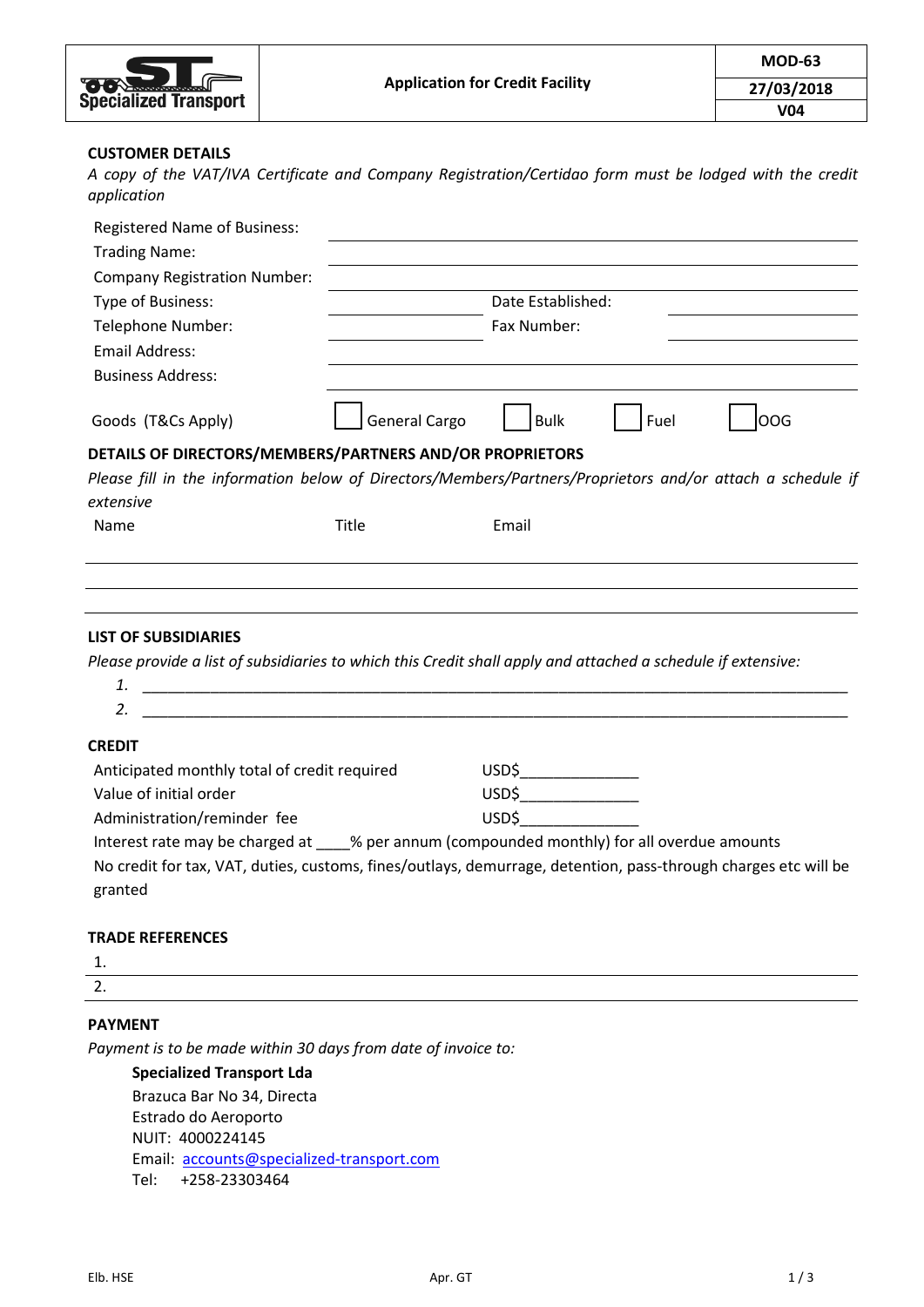| Specialized Transport | Application for Credit Facility | MOD-63 |
|---|---|---|
| | | 27/03/2018 |
| | | V04 |

## CUSTOMER DETAILS

*A copy of the VAT/IVA Certificate and Company Registration/Certidao form must be lodged with the credit application*

| | | | |
|---|---|---|---|
| Registered Name of Business: | | | |
| Trading Name: | | | |
| Company Registration Number: | | | |
| Type of Business: | | Date Established: | |
| Telephone Number: | | Fax Number: | |
| Email Address: | | | |
| Business Address: | | | |

Goods (T&Cs Apply) ☐ General Cargo ☐ Bulk ☐ Fuel ☐ OOG

## DETAILS OF DIRECTORS/MEMBERS/PARTNERS AND/OR PROPRIETORS

*Please fill in the information below of Directors/Members/Partners/Proprietors and/or attach a schedule if extensive*

| Name | Title | Email |
|---|---|---|
| | | |
| | | |
| | | |

## LIST OF SUBSIDIARIES

*Please provide a list of subsidiaries to which this Credit shall apply and attached a schedule if extensive:*

1. ______________________________________________
2. ______________________________________________

## CREDIT

| | |
|---|---|
| Anticipated monthly total of credit required | USD$______________ |
| Value of initial order | USD$______________ |
| Administration/reminder fee | USD$______________ |

Interest rate may be charged at ____% per annum (compounded monthly) for all overdue amounts

No credit for tax, VAT, duties, customs, fines/outlays, demurrage, detention, pass-through charges etc will be granted

## TRADE REFERENCES

1.

2.

## PAYMENT

*Payment is to be made within 30 days from date of invoice to:*

**Specialized Transport Lda**
Brazuca Bar No 34, Directa
Estrado do Aeroporto
NUIT: 4000224145
Email: accounts@specialized-transport.com
Tel: +258-23303464

Elb. HSE Apr. GT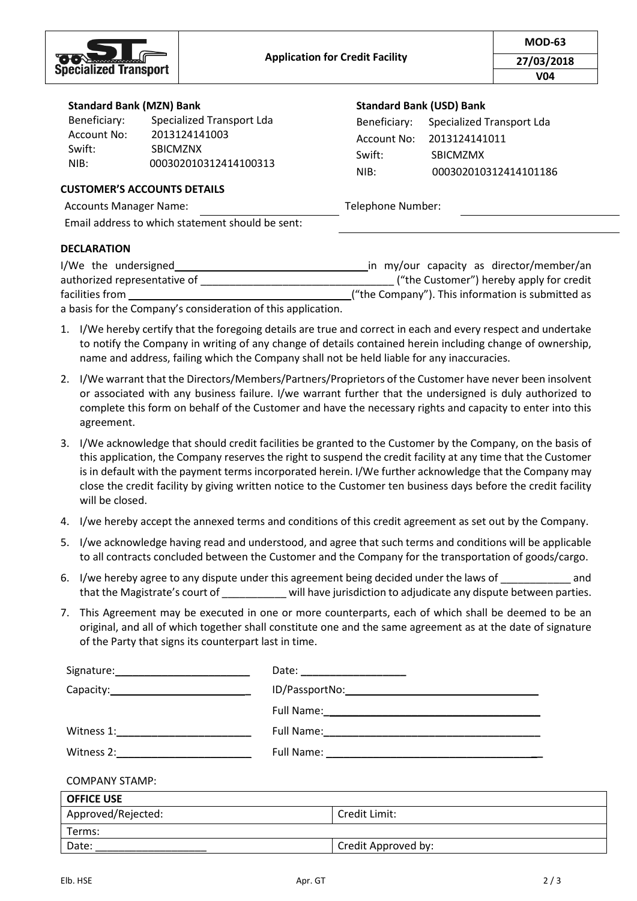| Specialized Transport | Application for Credit Facility | MOD-63 |
|---|---|---|
| | | 27/03/2018 |
| | | V04 |

**Standard Bank (MZN) Bank**

Beneficiary: Specialized Transport Lda
Account No: 2013124141003
Swift: SBICMZNX
NIB: 000302010312414100313

**Standard Bank (USD) Bank**

Beneficiary: Specialized Transport Lda
Account No: 2013124141011
Swift: SBICMZMX
NIB: 000302010312414101186

**CUSTOMER'S ACCOUNTS DETAILS**

Accounts Manager Name: ____________________ Telephone Number: ____________________

Email address to which statement should be sent: ______________________________

**DECLARATION**

I/We the undersigned ________________________________ in my/our capacity as director/member/an authorized representative of ________________________________ ("the Customer") hereby apply for credit facilities from ____________________________________ ("the Company"). This information is submitted as a basis for the Company's consideration of this application.

1. I/We hereby certify that the foregoing details are true and correct in each and every respect and undertake to notify the Company in writing of any change of details contained herein including change of ownership, name and address, failing which the Company shall not be held liable for any inaccuracies.
2. I/We warrant that the Directors/Members/Partners/Proprietors of the Customer have never been insolvent or associated with any business failure. I/we warrant further that the undersigned is duly authorized to complete this form on behalf of the Customer and have the necessary rights and capacity to enter into this agreement.
3. I/We acknowledge that should credit facilities be granted to the Customer by the Company, on the basis of this application, the Company reserves the right to suspend the credit facility at any time that the Customer is in default with the payment terms incorporated herein. I/We further acknowledge that the Company may close the credit facility by giving written notice to the Customer ten business days before the credit facility will be closed.
4. I/we hereby accept the annexed terms and conditions of this credit agreement as set out by the Company.
5. I/we acknowledge having read and understood, and agree that such terms and conditions will be applicable to all contracts concluded between the Customer and the Company for the transportation of goods/cargo.
6. I/we hereby agree to any dispute under this agreement being decided under the laws of ____________ and that the Magistrate's court of ___________ will have jurisdiction to adjudicate any dispute between parties.
7. This Agreement may be executed in one or more counterparts, each of which shall be deemed to be an original, and all of which together shall constitute one and the same agreement as at the date of signature of the Party that signs its counterpart last in time.

Signature: ________________________ Date: __________________

Capacity: ________________________ ID/PassportNo: ________________________________

Full Name: ____________________________________

Witness 1: ________________________ Full Name: ____________________________________

Witness 2: ________________________ Full Name: ____________________________________

COMPANY STAMP:

| **OFFICE USE** | |
|---|---|
| Approved/Rejected: | Credit Limit: |
| Terms: | |
| Date: ___________________ | Credit Approved by: |

Elb. HSE Apr. GT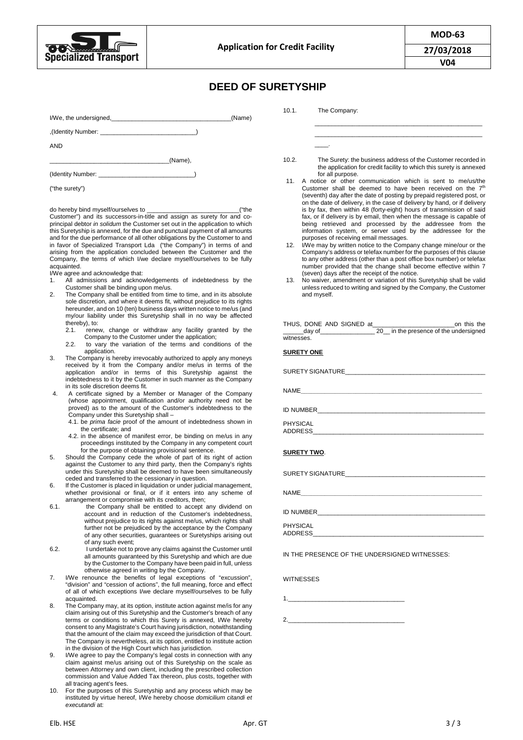# DEED OF SURETYSHIP

I/We, the undersigned,___________________________________(Name)

,(Identity Number: ___________________________)

AND

___________________________________(Name),

(Identity Number: ____________________________)

("the surety")

do hereby bind myself/ourselves to ___________________________("the Customer") and its successors-in-title and assign as surety for and co-principal debtor *in solidum* the Customer set out in the application to which this Suretyship is annexed, for the due and punctual payment of all amounts and for the due performance of all other obligations by the Customer to and in favor of Specialized Transport Lda ("the Company") in terms of and arising from the application concluded between the Customer and the Company, the terms of which I/we declare myself/ourselves to be fully acquainted.

I/We agree and acknowledge that:

1. All admissions and acknowledgements of indebtedness by the Customer shall be binding upon me/us.
2. The Company shall be entitled from time to time, and in its absolute sole discretion, and where it deems fit, without prejudice to its rights hereunder, and on 10 (ten) business days written notice to me/us (and my/our liability under this Suretyship shall in no way be affected thereby), to:
   - 2.1. renew, change or withdraw any facility granted by the Company to the Customer under the application;
   - 2.2. to vary the variation of the terms and conditions of the application.
3. The Company is hereby irrevocably authorized to apply any moneys received by it from the Company and/or me/us in terms of the application and/or in terms of this Suretyship against the indebtedness to it by the Customer in such manner as the Company in its sole discretion deems fit.
4. A certificate signed by a Member or Manager of the Company (whose appointment, qualification and/or authority need not be proved) as to the amount of the Customer's indebtedness to the Company under this Suretyship shall –
   - 4.1. be *prima facie* proof of the amount of indebtedness shown in the certificate; and
   - 4.2. in the absence of manifest error, be binding on me/us in any proceedings instituted by the Company in any competent court for the purpose of obtaining provisional sentence.
5. Should the Company cede the whole of part of its right of action against the Customer to any third party, then the Company's rights under this Suretyship shall be deemed to have been simultaneously ceded and transferred to the cessionary in question.
6. If the Customer is placed in liquidation or under judicial management, whether provisional or final, or if it enters into any scheme of arrangement or compromise with its creditors, then;
   - 6.1. the Company shall be entitled to accept any dividend on account and in reduction of the Customer's indebtedness, without prejudice to its rights against me/us, which rights shall further not be prejudiced by the acceptance by the Company of any other securities, guarantees or Suretyships arising out of any such event;
   - 6.2. I undertake not to prove any claims against the Customer until all amounts guaranteed by this Suretyship and which are due by the Customer to the Company have been paid in full, unless otherwise agreed in writing by the Company.
7. I/We renounce the benefits of legal exceptions of "excussion", "division" and "cession of actions", the full meaning, force and effect of all of which exceptions I/we declare myself/ourselves to be fully acquainted.
8. The Company may, at its option, institute action against me/is for any claim arising out of this Suretyship and the Customer's breach of any terms or conditions to which this Surety is annexed, I/We hereby consent to any Magistrate's Court having jurisdiction, notwithstanding that the amount of the claim may exceed the jurisdiction of that Court. The Company is nevertheless, at its option, entitled to institute action in the division of the High Court which has jurisdiction.
9. I/We agree to pay the Company's legal costs in connection with any claim against me/us arising out of this Suretyship on the scale as between Attorney and own client, including the prescribed collection commission and Value Added Tax thereon, plus costs, together with all tracing agent's fees.
10. For the purposes of this Suretyship and any process which may be instituted by virtue hereof, I/We hereby choose *domicilium citandi et executandi* at:
    - 10.1. The Company:

      __________________________________________________

      __________________________________________________

      ____.
    - 10.2. The Surety: the business address of the Customer recorded in the application for credit facility to which this surety is annexed for all purpose.
11. A notice or other communication which is sent to me/us/the Customer shall be deemed to have been received on the 7th (seventh) day after the date of posting by prepaid registered post, or on the date of delivery, in the case of delivery by hand, or if delivery is by fax, then within 48 (forty-eight) hours of transmission of said fax, or if delivery is by email, then when the message is capable of being retrieved and processed by the addressee from the information system, or server used by the addressee for the purposes of receiving email messages.
12. I/We may by written notice to the Company change mine/our or the Company's address or telefax number for the purposes of this clause to any other address (other than a post office box number) or telefax number provided that the change shall become effective within 7 (seven) days after the receipt of the notice.
13. No waiver, amendment or variation of this Suretyship shall be valid unless reduced to writing and signed by the Company, the Customer and myself.

THUS, DONE AND SIGNED at________________________on this the ______day of________________ 20__ in the presence of the undersigned witnesses.

**SURETY ONE**

SURETY SIGNATURE_________________________________________

NAME_____________________________________________________

ID NUMBER_________________________________________________

PHYSICAL ADDRESS__________________________________________

**SURETY TWO**.

SURETY SIGNATURE_________________________________________

NAME_____________________________________________________

ID NUMBER_________________________________________________

PHYSICAL ADDRESS__________________________________________

IN THE PRESENCE OF THE UNDERSIGNED WITNESSES:

WITNESSES

1.________________________________

2.________________________________